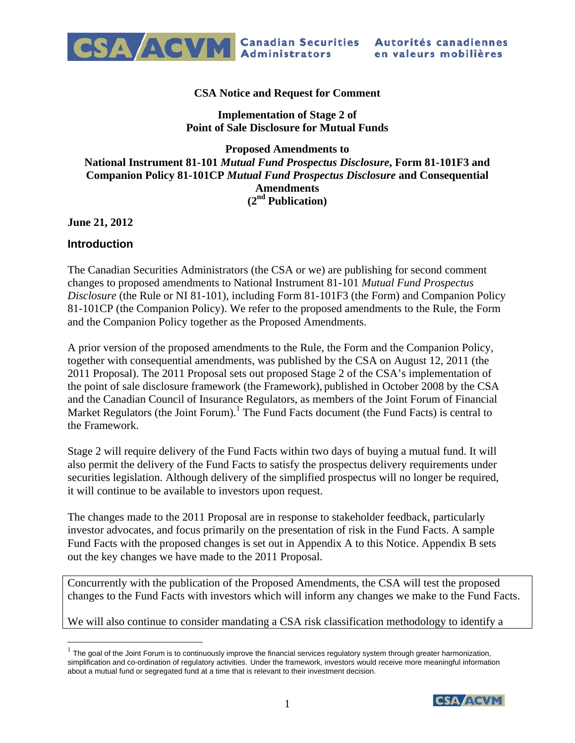**CSA Notice and Request for Comment**

**Implementation of Stage 2 of Point of Sale Disclosure for Mutual Funds**

**Proposed Amendments to National Instrument 81-101 *Mutual Fund Prospectus Disclosure*, Form 81-101F3 and Companion Policy 81-101CP *Mutual Fund Prospectus Disclosure* and Consequential Amendments (2nd Publication)**

**June 21, 2012**

## Introduction

The Canadian Securities Administrators (the CSA or we) are publishing for second comment changes to proposed amendments to National Instrument 81-101 *Mutual Fund Prospectus Disclosure* (the Rule or NI 81-101), including Form 81-101F3 (the Form) and Companion Policy 81-101CP (the Companion Policy). We refer to the proposed amendments to the Rule, the Form and the Companion Policy together as the Proposed Amendments.

A prior version of the proposed amendments to the Rule, the Form and the Companion Policy, together with consequential amendments, was published by the CSA on August 12, 2011 (the 2011 Proposal). The 2011 Proposal sets out proposed Stage 2 of the CSA's implementation of the point of sale disclosure framework (the Framework), published in October 2008 by the CSA and the Canadian Council of Insurance Regulators, as members of the Joint Forum of Financial Market Regulators (the Joint Forum).[1] The Fund Facts document (the Fund Facts) is central to the Framework.

Stage 2 will require delivery of the Fund Facts within two days of buying a mutual fund. It will also permit the delivery of the Fund Facts to satisfy the prospectus delivery requirements under securities legislation. Although delivery of the simplified prospectus will no longer be required, it will continue to be available to investors upon request.

The changes made to the 2011 Proposal are in response to stakeholder feedback, particularly investor advocates, and focus primarily on the presentation of risk in the Fund Facts. A sample Fund Facts with the proposed changes is set out in Appendix A to this Notice. Appendix B sets out the key changes we have made to the 2011 Proposal.

Concurrently with the publication of the Proposed Amendments, the CSA will test the proposed changes to the Fund Facts with investors which will inform any changes we make to the Fund Facts.

We will also continue to consider mandating a CSA risk classification methodology to identify a

---

[1] The goal of the Joint Forum is to continuously improve the financial services regulatory system through greater harmonization, simplification and co-ordination of regulatory activities. Under the framework, investors would receive more meaningful information about a mutual fund or segregated fund at a time that is relevant to their investment decision.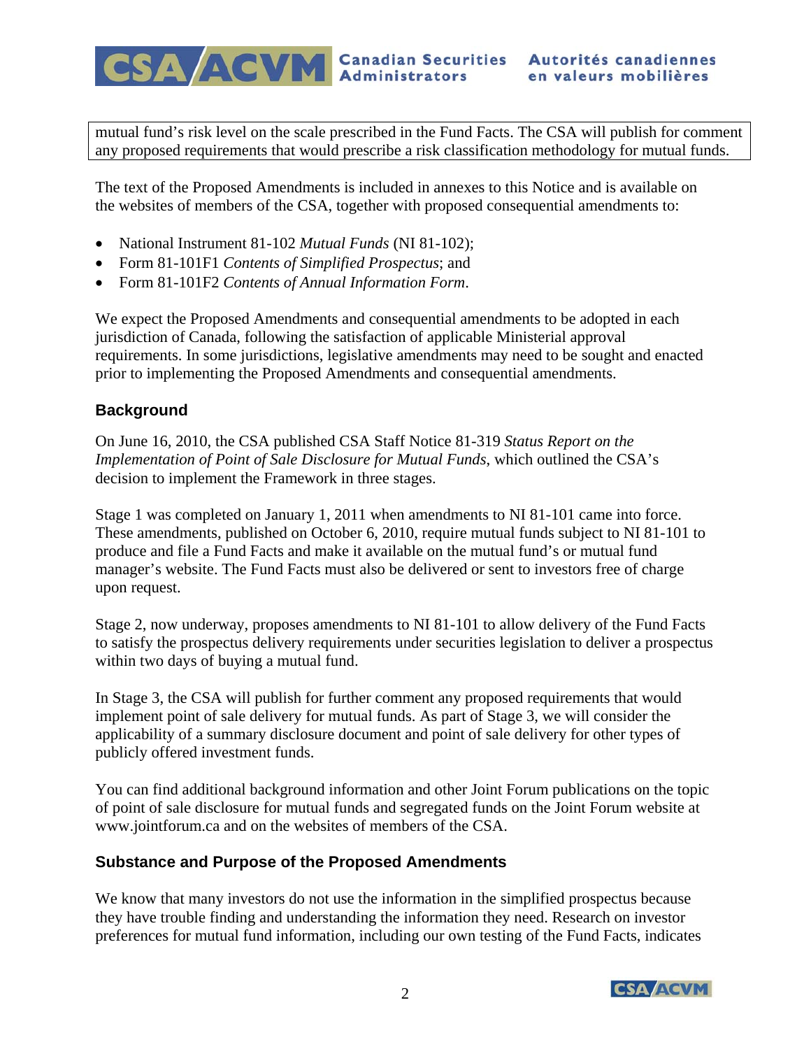mutual fund's risk level on the scale prescribed in the Fund Facts. The CSA will publish for comment any proposed requirements that would prescribe a risk classification methodology for mutual funds.

The text of the Proposed Amendments is included in annexes to this Notice and is available on the websites of members of the CSA, together with proposed consequential amendments to:

- National Instrument 81-102 *Mutual Funds* (NI 81-102);
- Form 81-101F1 *Contents of Simplified Prospectus*; and
- Form 81-101F2 *Contents of Annual Information Form*.

We expect the Proposed Amendments and consequential amendments to be adopted in each jurisdiction of Canada, following the satisfaction of applicable Ministerial approval requirements. In some jurisdictions, legislative amendments may need to be sought and enacted prior to implementing the Proposed Amendments and consequential amendments.

## Background

On June 16, 2010, the CSA published CSA Staff Notice 81-319 *Status Report on the Implementation of Point of Sale Disclosure for Mutual Funds*, which outlined the CSA's decision to implement the Framework in three stages.

Stage 1 was completed on January 1, 2011 when amendments to NI 81-101 came into force. These amendments, published on October 6, 2010, require mutual funds subject to NI 81-101 to produce and file a Fund Facts and make it available on the mutual fund's or mutual fund manager's website. The Fund Facts must also be delivered or sent to investors free of charge upon request.

Stage 2, now underway, proposes amendments to NI 81-101 to allow delivery of the Fund Facts to satisfy the prospectus delivery requirements under securities legislation to deliver a prospectus within two days of buying a mutual fund.

In Stage 3, the CSA will publish for further comment any proposed requirements that would implement point of sale delivery for mutual funds. As part of Stage 3, we will consider the applicability of a summary disclosure document and point of sale delivery for other types of publicly offered investment funds.

You can find additional background information and other Joint Forum publications on the topic of point of sale disclosure for mutual funds and segregated funds on the Joint Forum website at www.jointforum.ca and on the websites of members of the CSA.

## Substance and Purpose of the Proposed Amendments

We know that many investors do not use the information in the simplified prospectus because they have trouble finding and understanding the information they need. Research on investor preferences for mutual fund information, including our own testing of the Fund Facts, indicates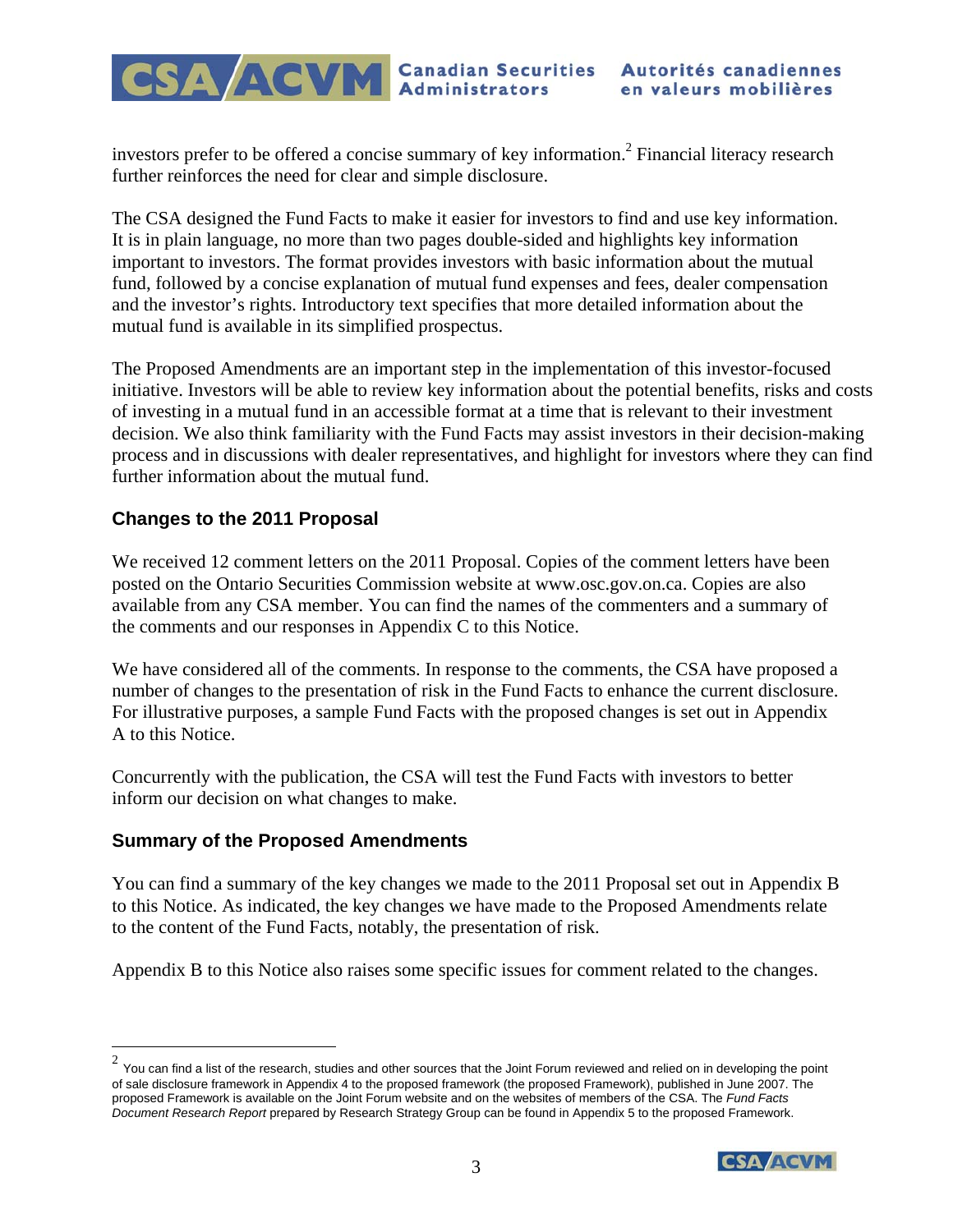investors prefer to be offered a concise summary of key information.[2] Financial literacy research further reinforces the need for clear and simple disclosure.

The CSA designed the Fund Facts to make it easier for investors to find and use key information. It is in plain language, no more than two pages double-sided and highlights key information important to investors. The format provides investors with basic information about the mutual fund, followed by a concise explanation of mutual fund expenses and fees, dealer compensation and the investor's rights. Introductory text specifies that more detailed information about the mutual fund is available in its simplified prospectus.

The Proposed Amendments are an important step in the implementation of this investor-focused initiative. Investors will be able to review key information about the potential benefits, risks and costs of investing in a mutual fund in an accessible format at a time that is relevant to their investment decision. We also think familiarity with the Fund Facts may assist investors in their decision-making process and in discussions with dealer representatives, and highlight for investors where they can find further information about the mutual fund.

### Changes to the 2011 Proposal

We received 12 comment letters on the 2011 Proposal. Copies of the comment letters have been posted on the Ontario Securities Commission website at www.osc.gov.on.ca. Copies are also available from any CSA member. You can find the names of the commenters and a summary of the comments and our responses in Appendix C to this Notice.

We have considered all of the comments. In response to the comments, the CSA have proposed a number of changes to the presentation of risk in the Fund Facts to enhance the current disclosure. For illustrative purposes, a sample Fund Facts with the proposed changes is set out in Appendix A to this Notice.

Concurrently with the publication, the CSA will test the Fund Facts with investors to better inform our decision on what changes to make.

### Summary of the Proposed Amendments

You can find a summary of the key changes we made to the 2011 Proposal set out in Appendix B to this Notice. As indicated, the key changes we have made to the Proposed Amendments relate to the content of the Fund Facts, notably, the presentation of risk.

Appendix B to this Notice also raises some specific issues for comment related to the changes.

---

[2] You can find a list of the research, studies and other sources that the Joint Forum reviewed and relied on in developing the point of sale disclosure framework in Appendix 4 to the proposed framework (the proposed Framework), published in June 2007. The proposed Framework is available on the Joint Forum website and on the websites of members of the CSA. The *Fund Facts Document Research Report* prepared by Research Strategy Group can be found in Appendix 5 to the proposed Framework.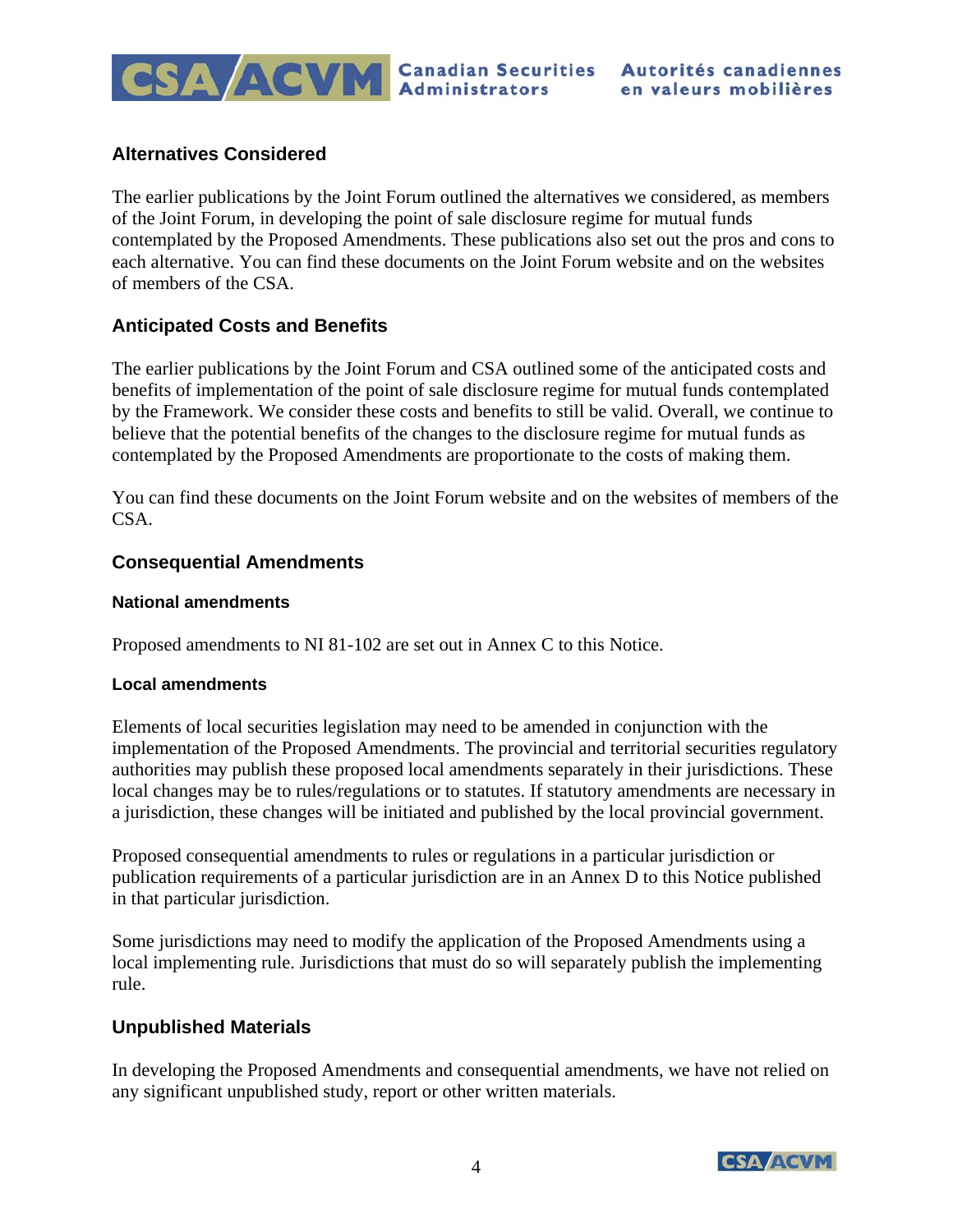## Alternatives Considered

The earlier publications by the Joint Forum outlined the alternatives we considered, as members of the Joint Forum, in developing the point of sale disclosure regime for mutual funds contemplated by the Proposed Amendments. These publications also set out the pros and cons to each alternative. You can find these documents on the Joint Forum website and on the websites of members of the CSA.

## Anticipated Costs and Benefits

The earlier publications by the Joint Forum and CSA outlined some of the anticipated costs and benefits of implementation of the point of sale disclosure regime for mutual funds contemplated by the Framework. We consider these costs and benefits to still be valid. Overall, we continue to believe that the potential benefits of the changes to the disclosure regime for mutual funds as contemplated by the Proposed Amendments are proportionate to the costs of making them.

You can find these documents on the Joint Forum website and on the websites of members of the CSA.

## Consequential Amendments

### National amendments

Proposed amendments to NI 81-102 are set out in Annex C to this Notice.

### Local amendments

Elements of local securities legislation may need to be amended in conjunction with the implementation of the Proposed Amendments. The provincial and territorial securities regulatory authorities may publish these proposed local amendments separately in their jurisdictions. These local changes may be to rules/regulations or to statutes. If statutory amendments are necessary in a jurisdiction, these changes will be initiated and published by the local provincial government.

Proposed consequential amendments to rules or regulations in a particular jurisdiction or publication requirements of a particular jurisdiction are in an Annex D to this Notice published in that particular jurisdiction.

Some jurisdictions may need to modify the application of the Proposed Amendments using a local implementing rule. Jurisdictions that must do so will separately publish the implementing rule.

## Unpublished Materials

In developing the Proposed Amendments and consequential amendments, we have not relied on any significant unpublished study, report or other written materials.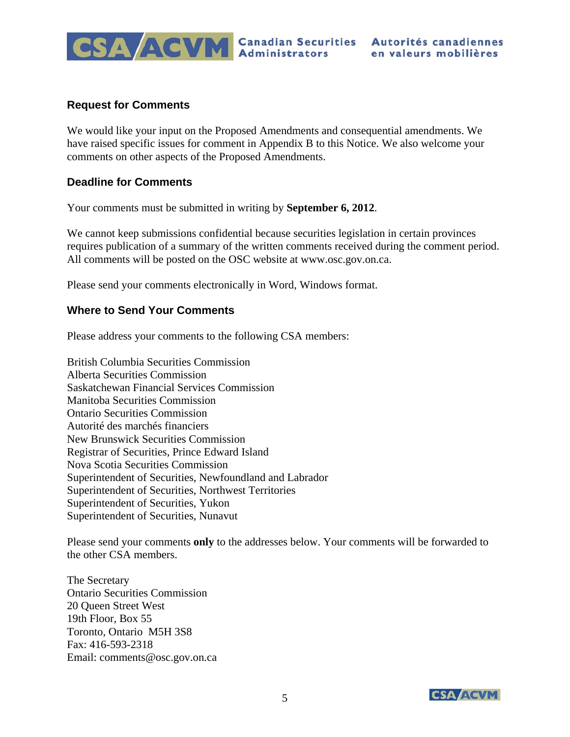## Request for Comments

We would like your input on the Proposed Amendments and consequential amendments. We have raised specific issues for comment in Appendix B to this Notice. We also welcome your comments on other aspects of the Proposed Amendments.

## Deadline for Comments

Your comments must be submitted in writing by **September 6, 2012**.

We cannot keep submissions confidential because securities legislation in certain provinces requires publication of a summary of the written comments received during the comment period. All comments will be posted on the OSC website at www.osc.gov.on.ca.

Please send your comments electronically in Word, Windows format.

## Where to Send Your Comments

Please address your comments to the following CSA members:

British Columbia Securities Commission
Alberta Securities Commission
Saskatchewan Financial Services Commission
Manitoba Securities Commission
Ontario Securities Commission
Autorité des marchés financiers
New Brunswick Securities Commission
Registrar of Securities, Prince Edward Island
Nova Scotia Securities Commission
Superintendent of Securities, Newfoundland and Labrador
Superintendent of Securities, Northwest Territories
Superintendent of Securities, Yukon
Superintendent of Securities, Nunavut

Please send your comments **only** to the addresses below. Your comments will be forwarded to the other CSA members.

The Secretary
Ontario Securities Commission
20 Queen Street West
19th Floor, Box 55
Toronto, Ontario M5H 3S8
Fax: 416-593-2318
Email: comments@osc.gov.on.ca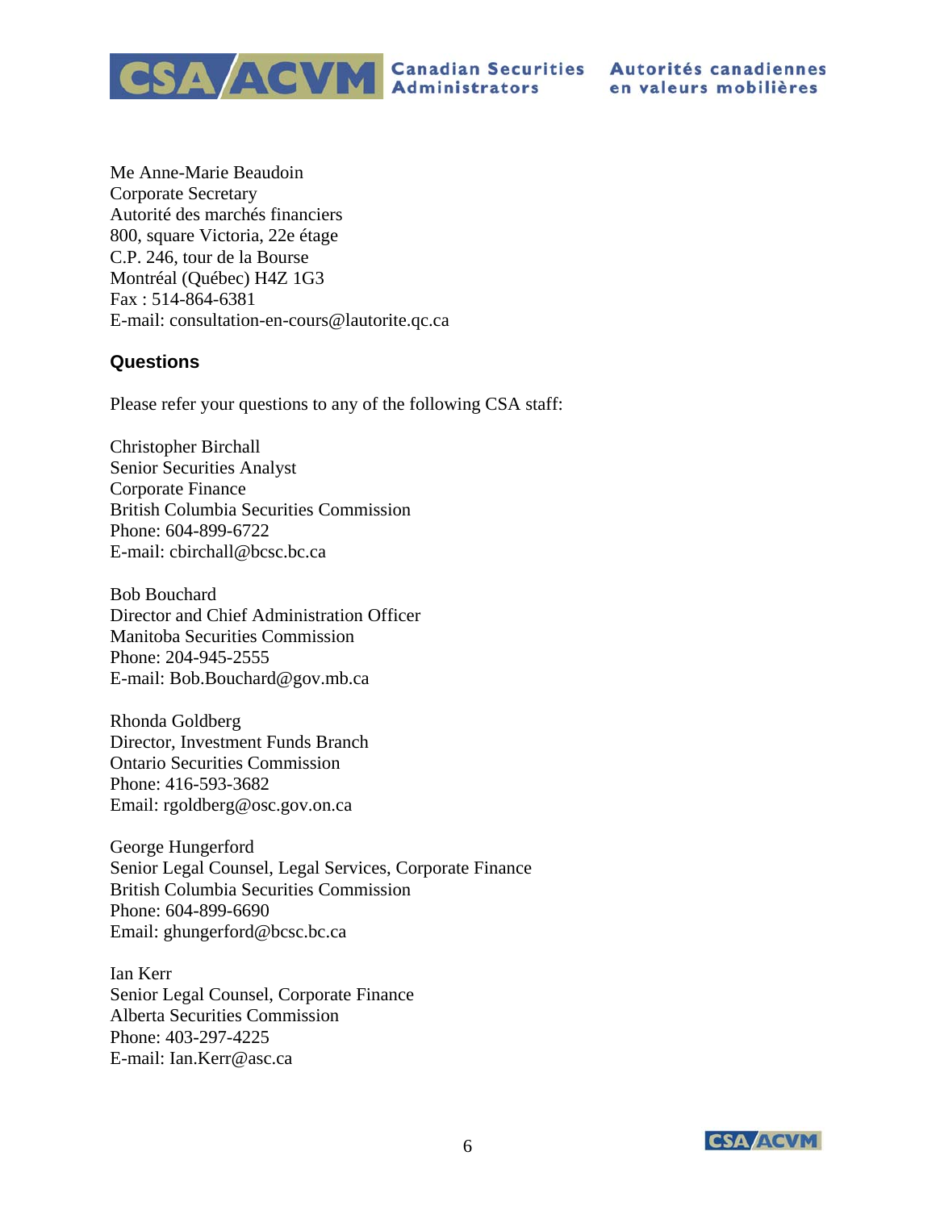Me Anne-Marie Beaudoin
Corporate Secretary
Autorité des marchés financiers
800, square Victoria, 22e étage
C.P. 246, tour de la Bourse
Montréal (Québec) H4Z 1G3
Fax : 514-864-6381
E-mail: consultation-en-cours@lautorite.qc.ca

## Questions

Please refer your questions to any of the following CSA staff:

Christopher Birchall
Senior Securities Analyst
Corporate Finance
British Columbia Securities Commission
Phone: 604-899-6722
E-mail: cbirchall@bcsc.bc.ca

Bob Bouchard
Director and Chief Administration Officer
Manitoba Securities Commission
Phone: 204-945-2555
E-mail: Bob.Bouchard@gov.mb.ca

Rhonda Goldberg
Director, Investment Funds Branch
Ontario Securities Commission
Phone: 416-593-3682
Email: rgoldberg@osc.gov.on.ca

George Hungerford
Senior Legal Counsel, Legal Services, Corporate Finance
British Columbia Securities Commission
Phone: 604-899-6690
Email: ghungerford@bcsc.bc.ca

Ian Kerr
Senior Legal Counsel, Corporate Finance
Alberta Securities Commission
Phone: 403-297-4225
E-mail: Ian.Kerr@asc.ca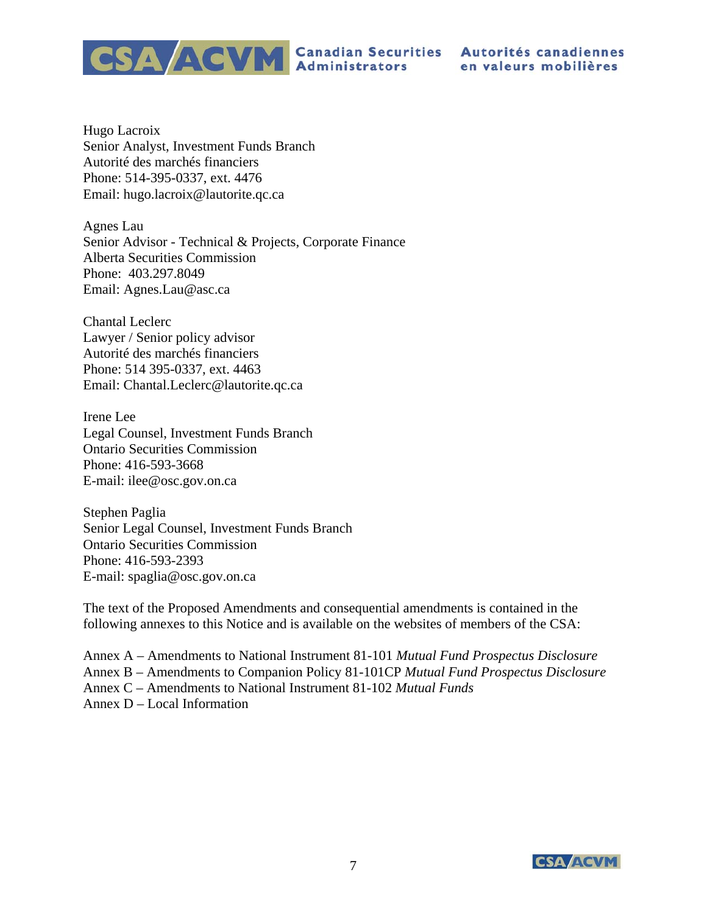Hugo Lacroix
Senior Analyst, Investment Funds Branch
Autorité des marchés financiers
Phone: 514-395-0337, ext. 4476
Email: hugo.lacroix@lautorite.qc.ca

Agnes Lau
Senior Advisor - Technical & Projects, Corporate Finance
Alberta Securities Commission
Phone: 403.297.8049
Email: Agnes.Lau@asc.ca

Chantal Leclerc
Lawyer / Senior policy advisor
Autorité des marchés financiers
Phone: 514 395-0337, ext. 4463
Email: Chantal.Leclerc@lautorite.qc.ca

Irene Lee
Legal Counsel, Investment Funds Branch
Ontario Securities Commission
Phone: 416-593-3668
E-mail: ilee@osc.gov.on.ca

Stephen Paglia
Senior Legal Counsel, Investment Funds Branch
Ontario Securities Commission
Phone: 416-593-2393
E-mail: spaglia@osc.gov.on.ca

The text of the Proposed Amendments and consequential amendments is contained in the following annexes to this Notice and is available on the websites of members of the CSA:

Annex A – Amendments to National Instrument 81-101 *Mutual Fund Prospectus Disclosure*
Annex B – Amendments to Companion Policy 81-101CP *Mutual Fund Prospectus Disclosure*
Annex C – Amendments to National Instrument 81-102 *Mutual Funds*
Annex D – Local Information